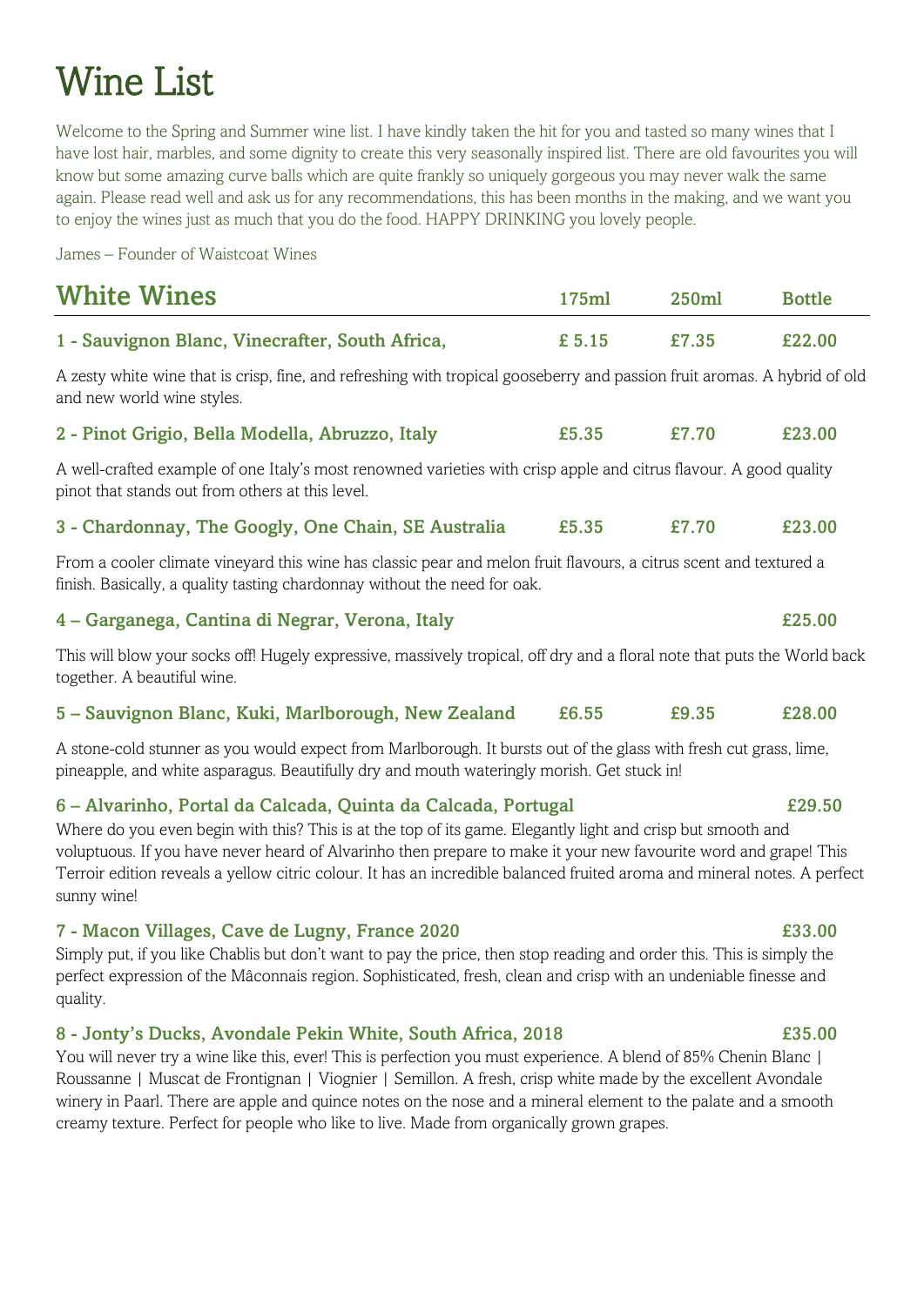# Wine List

Welcome to the Spring and Summer wine list. I have kindly taken the hit for you and tasted so many wines that I have lost hair, marbles, and some dignity to create this very seasonally inspired list. There are old favourites you will know but some amazing curve balls which are quite frankly so uniquely gorgeous you may never walk the same again. Please read well and ask us for any recommendations, this has been months in the making, and we want you to enjoy the wines just as much that you do the food. HAPPY DRINKING you lovely people.

James – Founder of Waistcoat Wines

## White Wines

| | 175ml | 250ml | Bottle |
|---|---|---|---|
| **1 - Sauvignon Blanc, Vinecrafter, South Africa,** | £ 5.15 | £7.35 | £22.00 |

A zesty white wine that is crisp, fine, and refreshing with tropical gooseberry and passion fruit aromas. A hybrid of old and new world wine styles.

| | 175ml | 250ml | Bottle |
|---|---|---|---|
| **2 - Pinot Grigio, Bella Modella, Abruzzo, Italy** | £5.35 | £7.70 | £23.00 |

A well-crafted example of one Italy's most renowned varieties with crisp apple and citrus flavour. A good quality pinot that stands out from others at this level.

| | 175ml | 250ml | Bottle |
|---|---|---|---|
| **3 - Chardonnay, The Googly, One Chain, SE Australia** | £5.35 | £7.70 | £23.00 |

From a cooler climate vineyard this wine has classic pear and melon fruit flavours, a citrus scent and textured a finish. Basically, a quality tasting chardonnay without the need for oak.

**4 – Garganega, Cantina di Negrar, Verona, Italy** — **£25.00**

This will blow your socks off! Hugely expressive, massively tropical, off dry and a floral note that puts the World back together. A beautiful wine.

| | 175ml | 250ml | Bottle |
|---|---|---|---|
| **5 – Sauvignon Blanc, Kuki, Marlborough, New Zealand** | £6.55 | £9.35 | £28.00 |

A stone-cold stunner as you would expect from Marlborough. It bursts out of the glass with fresh cut grass, lime, pineapple, and white asparagus. Beautifully dry and mouth wateringly morish. Get stuck in!

**6 – Alvarinho, Portal da Calcada, Quinta da Calcada, Portugal** — **£29.50**

Where do you even begin with this? This is at the top of its game. Elegantly light and crisp but smooth and voluptuous. If you have never heard of Alvarinho then prepare to make it your new favourite word and grape! This Terroir edition reveals a yellow citric colour. It has an incredible balanced fruited aroma and mineral notes. A perfect sunny wine!

**7 - Macon Villages, Cave de Lugny, France 2020** — **£33.00**

Simply put, if you like Chablis but don't want to pay the price, then stop reading and order this. This is simply the perfect expression of the Mâconnais region. Sophisticated, fresh, clean and crisp with an undeniable finesse and quality.

**8 - Jonty's Ducks, Avondale Pekin White, South Africa, 2018** — **£35.00**

You will never try a wine like this, ever! This is perfection you must experience. A blend of 85% Chenin Blanc | Roussanne | Muscat de Frontignan | Viognier | Semillon. A fresh, crisp white made by the excellent Avondale winery in Paarl. There are apple and quince notes on the nose and a mineral element to the palate and a smooth creamy texture. Perfect for people who like to live. Made from organically grown grapes.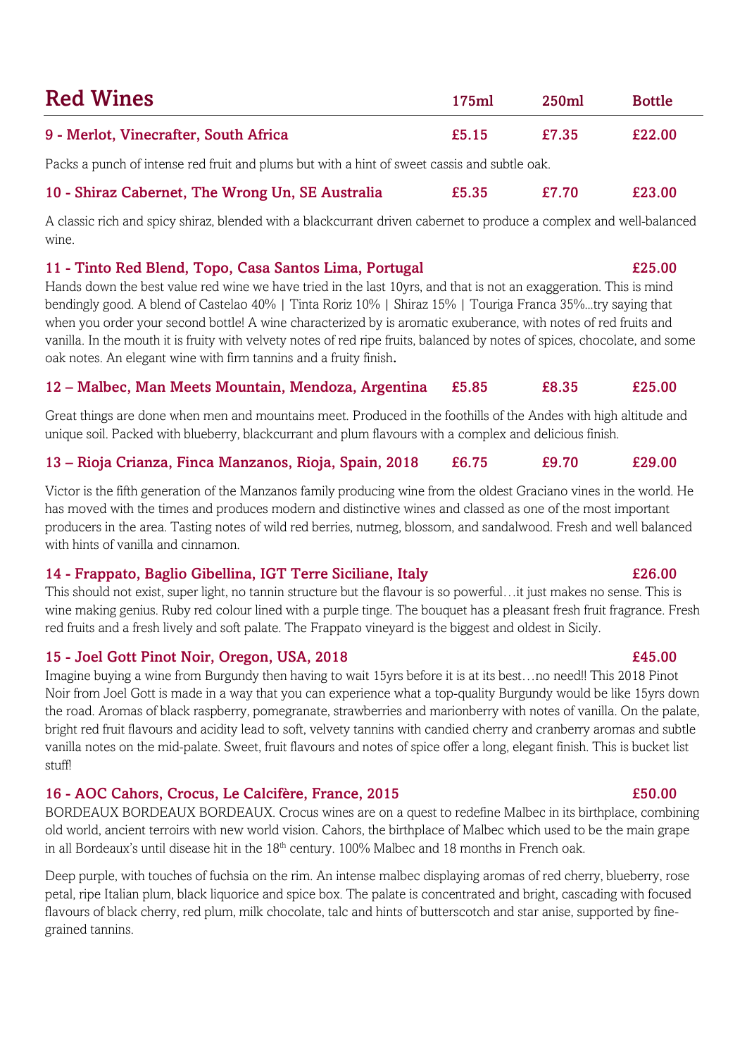## Red Wines

| | 175ml | 250ml | Bottle |
|---|---|---|---|
| **9 - Merlot, Vinecrafter, South Africa** | £5.15 | £7.35 | £22.00 |

Packs a punch of intense red fruit and plums but with a hint of sweet cassis and subtle oak.

| | 175ml | 250ml | Bottle |
|---|---|---|---|
| **10 - Shiraz Cabernet, The Wrong Un, SE Australia** | £5.35 | £7.70 | £23.00 |

A classic rich and spicy shiraz, blended with a blackcurrant driven cabernet to produce a complex and well-balanced wine.

**11 - Tinto Red Blend, Topo, Casa Santos Lima, Portugal** — **£25.00**

Hands down the best value red wine we have tried in the last 10yrs, and that is not an exaggeration. This is mind bendingly good. A blend of Castelao 40% | Tinta Roriz 10% | Shiraz 15% | Touriga Franca 35%...try saying that when you order your second bottle! A wine characterized by is aromatic exuberance, with notes of red fruits and vanilla. In the mouth it is fruity with velvety notes of red ripe fruits, balanced by notes of spices, chocolate, and some oak notes. An elegant wine with firm tannins and a fruity finish**.**

| | 175ml | 250ml | Bottle |
|---|---|---|---|
| **12 – Malbec, Man Meets Mountain, Mendoza, Argentina** | £5.85 | £8.35 | £25.00 |

Great things are done when men and mountains meet. Produced in the foothills of the Andes with high altitude and unique soil. Packed with blueberry, blackcurrant and plum flavours with a complex and delicious finish.

| | 175ml | 250ml | Bottle |
|---|---|---|---|
| **13 – Rioja Crianza, Finca Manzanos, Rioja, Spain, 2018** | £6.75 | £9.70 | £29.00 |

Victor is the fifth generation of the Manzanos family producing wine from the oldest Graciano vines in the world. He has moved with the times and produces modern and distinctive wines and classed as one of the most important producers in the area. Tasting notes of wild red berries, nutmeg, blossom, and sandalwood. Fresh and well balanced with hints of vanilla and cinnamon.

**14 - Frappato, Baglio Gibellina, IGT Terre Siciliane, Italy** — **£26.00**

This should not exist, super light, no tannin structure but the flavour is so powerful…it just makes no sense. This is wine making genius. Ruby red colour lined with a purple tinge. The bouquet has a pleasant fresh fruit fragrance. Fresh red fruits and a fresh lively and soft palate. The Frappato vineyard is the biggest and oldest in Sicily.

**15 - Joel Gott Pinot Noir, Oregon, USA, 2018** — **£45.00**

Imagine buying a wine from Burgundy then having to wait 15yrs before it is at its best…no need!! This 2018 Pinot Noir from Joel Gott is made in a way that you can experience what a top-quality Burgundy would be like 15yrs down the road. Aromas of black raspberry, pomegranate, strawberries and marionberry with notes of vanilla. On the palate, bright red fruit flavours and acidity lead to soft, velvety tannins with candied cherry and cranberry aromas and subtle vanilla notes on the mid-palate. Sweet, fruit flavours and notes of spice offer a long, elegant finish. This is bucket list stuff!

**16 - AOC Cahors, Crocus, Le Calcifère, France, 2015** — **£50.00**

BORDEAUX BORDEAUX BORDEAUX. Crocus wines are on a quest to redefine Malbec in its birthplace, combining old world, ancient terroirs with new world vision. Cahors, the birthplace of Malbec which used to be the main grape in all Bordeaux's until disease hit in the 18th century. 100% Malbec and 18 months in French oak.

Deep purple, with touches of fuchsia on the rim. An intense malbec displaying aromas of red cherry, blueberry, rose petal, ripe Italian plum, black liquorice and spice box. The palate is concentrated and bright, cascading with focused flavours of black cherry, red plum, milk chocolate, talc and hints of butterscotch and star anise, supported by fine-grained tannins.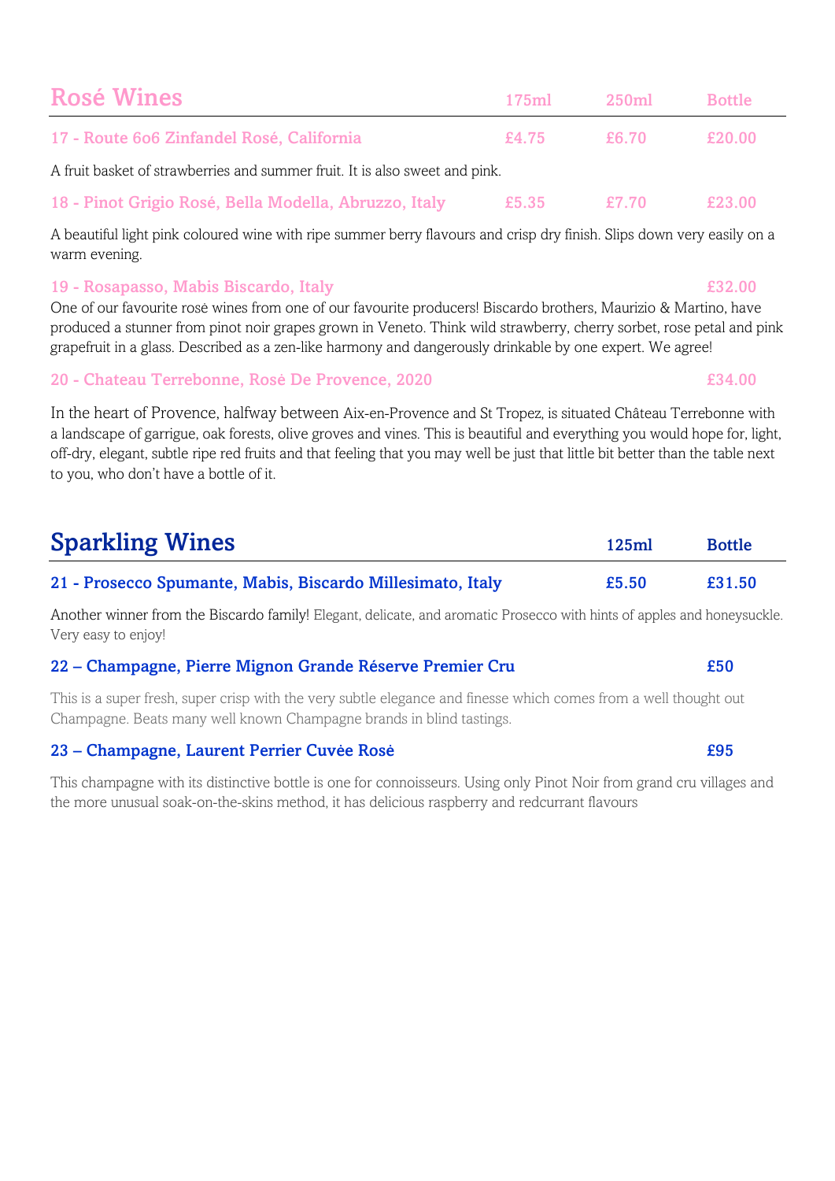## Rosé Wines

| | 175ml | 250ml | Bottle |
|---|---|---|---|
| **17 - Route 6o6 Zinfandel Rosé, California** | £4.75 | £6.70 | £20.00 |

A fruit basket of strawberries and summer fruit. It is also sweet and pink.

| | 175ml | 250ml | Bottle |
|---|---|---|---|
| **18 - Pinot Grigio Rosé, Bella Modella, Abruzzo, Italy** | £5.35 | £7.70 | £23.00 |

A beautiful light pink coloured wine with ripe summer berry flavours and crisp dry finish. Slips down very easily on a warm evening.

**19 - Rosapasso, Mabis Biscardo, Italy** — £32.00

One of our favourite rosė wines from one of our favourite producers! Biscardo brothers, Maurizio & Martino, have produced a stunner from pinot noir grapes grown in Veneto. Think wild strawberry, cherry sorbet, rose petal and pink grapefruit in a glass. Described as a zen-like harmony and dangerously drinkable by one expert. We agree!

**20 - Chateau Terrebonne, Rosė De Provence, 2020** — £34.00

In the heart of Provence, halfway between Aix-en-Provence and St Tropez, is situated Château Terrebonne with a landscape of garrigue, oak forests, olive groves and vines. This is beautiful and everything you would hope for, light, off-dry, elegant, subtle ripe red fruits and that feeling that you may well be just that little bit better than the table next to you, who don't have a bottle of it.

## Sparkling Wines

| | 125ml | Bottle |
|---|---|---|
| **21 - Prosecco Spumante, Mabis, Biscardo Millesimato, Italy** | £5.50 | £31.50 |

Another winner from the Biscardo family! Elegant, delicate, and aromatic Prosecco with hints of apples and honeysuckle. Very easy to enjoy!

**22 – Champagne, Pierre Mignon Grande Réserve Premier Cru** — £50

This is a super fresh, super crisp with the very subtle elegance and finesse which comes from a well thought out Champagne. Beats many well known Champagne brands in blind tastings.

**23 – Champagne, Laurent Perrier Cuvėe Rosė** — £95

This champagne with its distinctive bottle is one for connoisseurs. Using only Pinot Noir from grand cru villages and the more unusual soak-on-the-skins method, it has delicious raspberry and redcurrant flavours